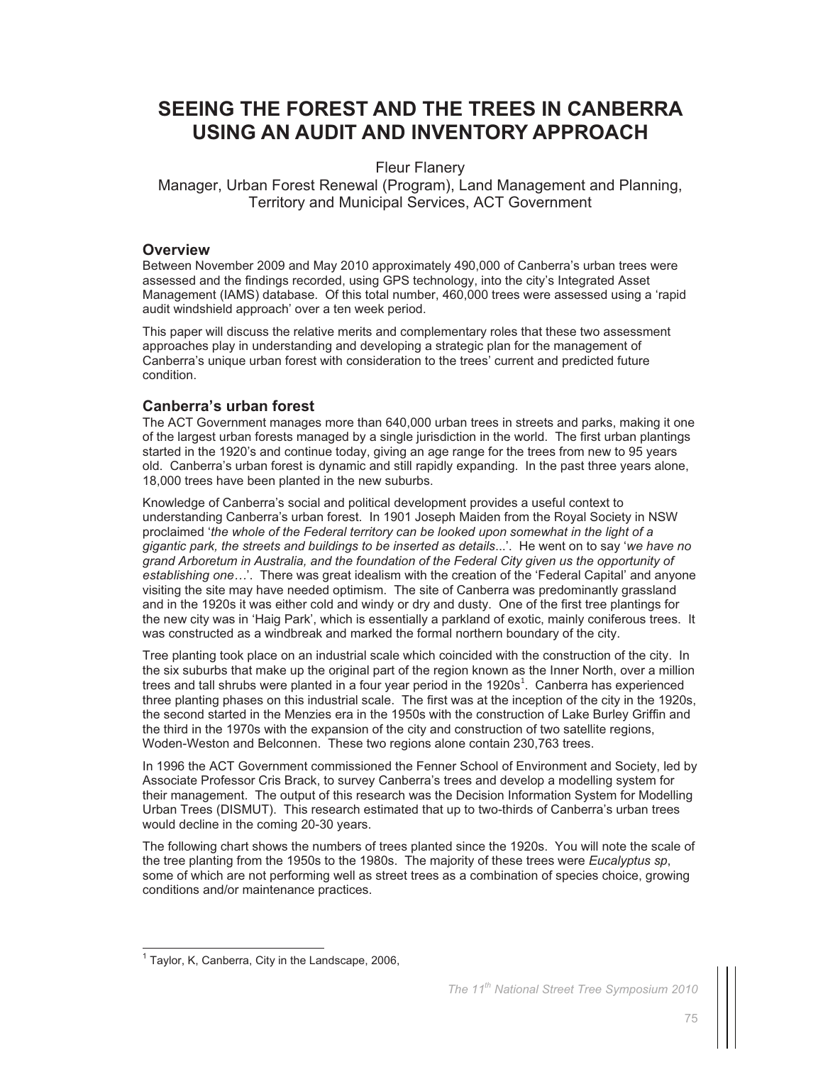# SEEING THE FOREST AND THE TREES IN CANBERRA USING AN AUDIT AND INVENTORY APPROACH

Fleur Flanery

Manager, Urban Forest Renewal (Program), Land Management and Planning, Territory and Municipal Services, ACT Government

## Overview

Between November 2009 and May 2010 approximately 490,000 of Canberra's urban trees were assessed and the findings recorded, using GPS technology, into the city's Integrated Asset Management (IAMS) database. Of this total number, 460,000 trees were assessed using a 'rapid audit windshield approach' over a ten week period.

This paper will discuss the relative merits and complementary roles that these two assessment approaches play in understanding and developing a strategic plan for the management of Canberra's unique urban forest with consideration to the trees' current and predicted future condition.

## Canberra's urban forest

The ACT Government manages more than 640,000 urban trees in streets and parks, making it one of the largest urban forests managed by a single jurisdiction in the world. The first urban plantings started in the 1920's and continue today, giving an age range for the trees from new to 95 years old. Canberra's urban forest is dynamic and still rapidly expanding. In the past three years alone, 18,000 trees have been planted in the new suburbs.

Knowledge of Canberra's social and political development provides a useful context to understanding Canberra's urban forest. In 1901 Joseph Maiden from the Royal Society in NSW proclaimed '*the whole of the Federal territory can be looked upon somewhat in the light of a gigantic park, the streets and buildings to be inserted as details*...'. He went on to say '*we have no grand Arboretum in Australia, and the foundation of the Federal City given us the opportunity of establishing one*…'. There was great idealism with the creation of the 'Federal Capital' and anyone visiting the site may have needed optimism. The site of Canberra was predominantly grassland and in the 1920s it was either cold and windy or dry and dusty. One of the first tree plantings for the new city was in 'Haig Park', which is essentially a parkland of exotic, mainly coniferous trees. It was constructed as a windbreak and marked the formal northern boundary of the city.

Tree planting took place on an industrial scale which coincided with the construction of the city. In the six suburbs that make up the original part of the region known as the Inner North, over a million trees and tall shrubs were planted in a four year period in the 1920s[1]. Canberra has experienced three planting phases on this industrial scale. The first was at the inception of the city in the 1920s, the second started in the Menzies era in the 1950s with the construction of Lake Burley Griffin and the third in the 1970s with the expansion of the city and construction of two satellite regions, Woden-Weston and Belconnen. These two regions alone contain 230,763 trees.

In 1996 the ACT Government commissioned the Fenner School of Environment and Society, led by Associate Professor Cris Brack, to survey Canberra's trees and develop a modelling system for their management. The output of this research was the Decision Information System for Modelling Urban Trees (DISMUT). This research estimated that up to two-thirds of Canberra's urban trees would decline in the coming 20-30 years.

The following chart shows the numbers of trees planted since the 1920s. You will note the scale of the tree planting from the 1950s to the 1980s. The majority of these trees were *Eucalyptus sp*, some of which are not performing well as street trees as a combination of species choice, growing conditions and/or maintenance practices.

[1] Taylor, K, Canberra, City in the Landscape, 2006,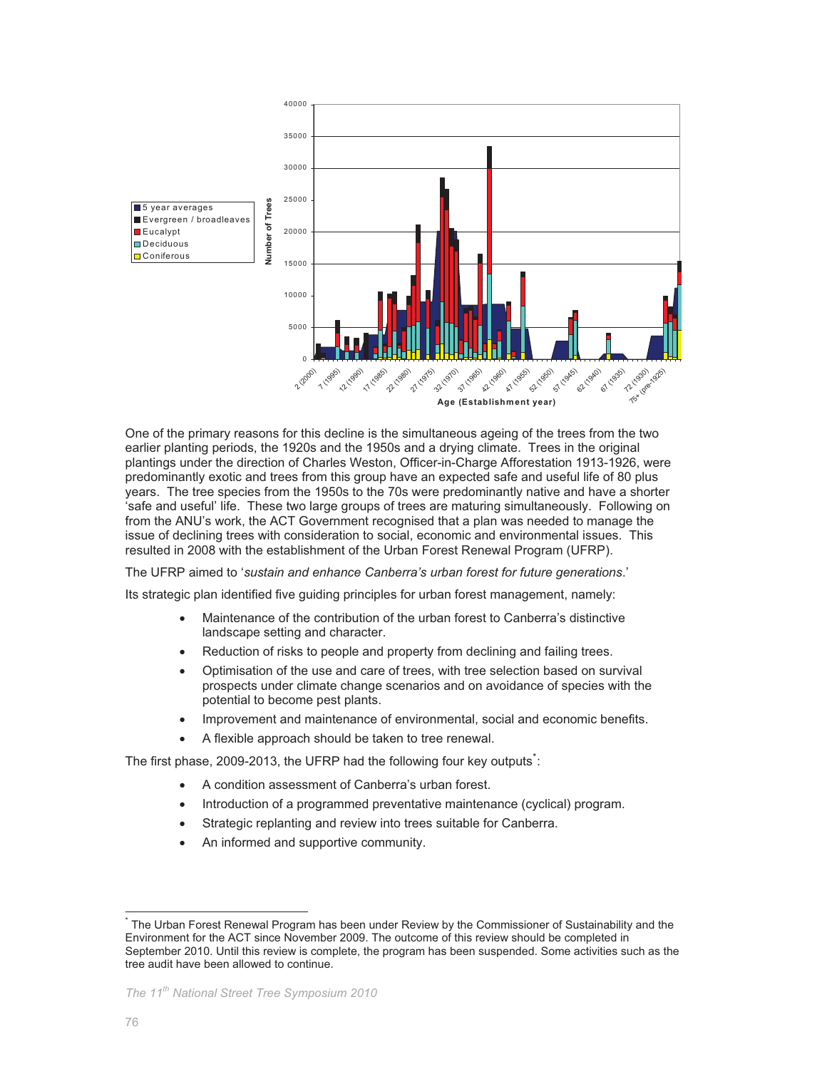One of the primary reasons for this decline is the simultaneous ageing of the trees from the two earlier planting periods, the 1920s and the 1950s and a drying climate. Trees in the original plantings under the direction of Charles Weston, Officer-in-Charge Afforestation 1913-1926, were predominantly exotic and trees from this group have an expected safe and useful life of 80 plus years. The tree species from the 1950s to the 70s were predominantly native and have a shorter 'safe and useful' life. These two large groups of trees are maturing simultaneously. Following on from the ANU's work, the ACT Government recognised that a plan was needed to manage the issue of declining trees with consideration to social, economic and environmental issues. This resulted in 2008 with the establishment of the Urban Forest Renewal Program (UFRP).

The UFRP aimed to '*sustain and enhance Canberra's urban forest for future generations*.'

Its strategic plan identified five guiding principles for urban forest management, namely:

- Maintenance of the contribution of the urban forest to Canberra's distinctive landscape setting and character.
- Reduction of risks to people and property from declining and failing trees.
- Optimisation of the use and care of trees, with tree selection based on survival prospects under climate change scenarios and on avoidance of species with the potential to become pest plants.
- Improvement and maintenance of environmental, social and economic benefits.
- A flexible approach should be taken to tree renewal.

The first phase, 2009-2013, the UFRP had the following four key outputs*:

- A condition assessment of Canberra's urban forest.
- Introduction of a programmed preventative maintenance (cyclical) program.
- Strategic replanting and review into trees suitable for Canberra.
- An informed and supportive community.

* The Urban Forest Renewal Program has been under Review by the Commissioner of Sustainability and the Environment for the ACT since November 2009. The outcome of this review should be completed in September 2010. Until this review is complete, the program has been suspended. Some activities such as the tree audit have been allowed to continue.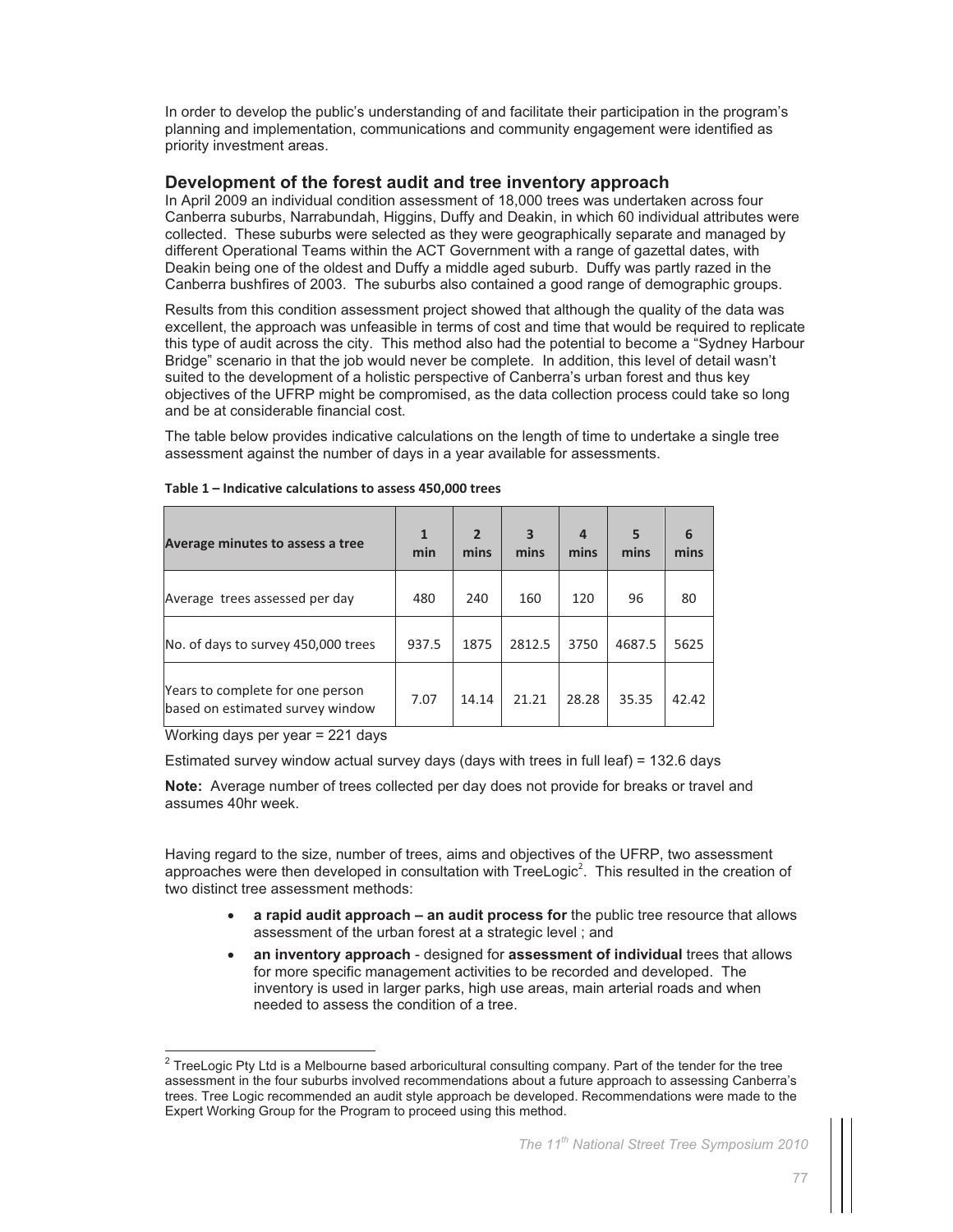In order to develop the public's understanding of and facilitate their participation in the program's planning and implementation, communications and community engagement were identified as priority investment areas.

## Development of the forest audit and tree inventory approach

In April 2009 an individual condition assessment of 18,000 trees was undertaken across four Canberra suburbs, Narrabundah, Higgins, Duffy and Deakin, in which 60 individual attributes were collected. These suburbs were selected as they were geographically separate and managed by different Operational Teams within the ACT Government with a range of gazettal dates, with Deakin being one of the oldest and Duffy a middle aged suburb. Duffy was partly razed in the Canberra bushfires of 2003. The suburbs also contained a good range of demographic groups.

Results from this condition assessment project showed that although the quality of the data was excellent, the approach was unfeasible in terms of cost and time that would be required to replicate this type of audit across the city. This method also had the potential to become a "Sydney Harbour Bridge" scenario in that the job would never be complete. In addition, this level of detail wasn't suited to the development of a holistic perspective of Canberra's urban forest and thus key objectives of the UFRP might be compromised, as the data collection process could take so long and be at considerable financial cost.

The table below provides indicative calculations on the length of time to undertake a single tree assessment against the number of days in a year available for assessments.

**Table 1 – Indicative calculations to assess 450,000 trees**

| Average minutes to assess a tree | 1 min | 2 mins | 3 mins | 4 mins | 5 mins | 6 mins |
|---|---|---|---|---|---|---|
| Average trees assessed per day | 480 | 240 | 160 | 120 | 96 | 80 |
| No. of days to survey 450,000 trees | 937.5 | 1875 | 2812.5 | 3750 | 4687.5 | 5625 |
| Years to complete for one person based on estimated survey window | 7.07 | 14.14 | 21.21 | 28.28 | 35.35 | 42.42 |

Working days per year = 221 days

Estimated survey window actual survey days (days with trees in full leaf) = 132.6 days

**Note:** Average number of trees collected per day does not provide for breaks or travel and assumes 40hr week.

Having regard to the size, number of trees, aims and objectives of the UFRP, two assessment approaches were then developed in consultation with TreeLogic[2]. This resulted in the creation of two distinct tree assessment methods:

- **a rapid audit approach – an audit process for** the public tree resource that allows assessment of the urban forest at a strategic level ; and
- **an inventory approach** - designed for **assessment of individual** trees that allows for more specific management activities to be recorded and developed. The inventory is used in larger parks, high use areas, main arterial roads and when needed to assess the condition of a tree.

[2] TreeLogic Pty Ltd is a Melbourne based arboricultural consulting company. Part of the tender for the tree assessment in the four suburbs involved recommendations about a future approach to assessing Canberra's trees. Tree Logic recommended an audit style approach be developed. Recommendations were made to the Expert Working Group for the Program to proceed using this method.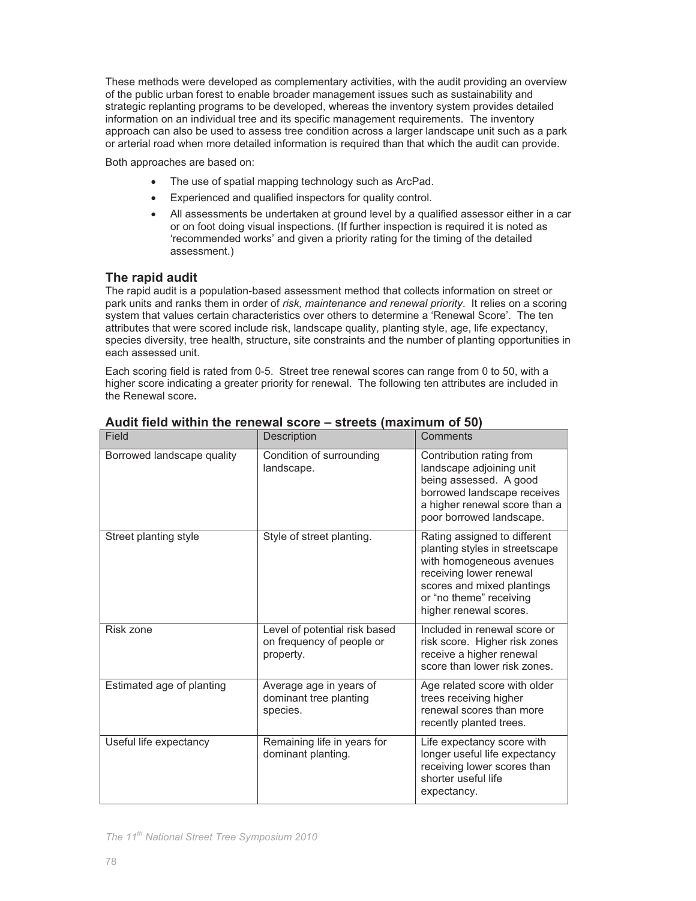These methods were developed as complementary activities, with the audit providing an overview of the public urban forest to enable broader management issues such as sustainability and strategic replanting programs to be developed, whereas the inventory system provides detailed information on an individual tree and its specific management requirements. The inventory approach can also be used to assess tree condition across a larger landscape unit such as a park or arterial road when more detailed information is required than that which the audit can provide.

Both approaches are based on:

- The use of spatial mapping technology such as ArcPad.
- Experienced and qualified inspectors for quality control.
- All assessments be undertaken at ground level by a qualified assessor either in a car or on foot doing visual inspections. (If further inspection is required it is noted as 'recommended works' and given a priority rating for the timing of the detailed assessment.)

## The rapid audit

The rapid audit is a population-based assessment method that collects information on street or park units and ranks them in order of *risk, maintenance and renewal priority*. It relies on a scoring system that values certain characteristics over others to determine a 'Renewal Score'. The ten attributes that were scored include risk, landscape quality, planting style, age, life expectancy, species diversity, tree health, structure, site constraints and the number of planting opportunities in each assessed unit.

Each scoring field is rated from 0-5. Street tree renewal scores can range from 0 to 50, with a higher score indicating a greater priority for renewal. The following ten attributes are included in the Renewal score**.**

### Audit field within the renewal score – streets (maximum of 50)

| Field | Description | Comments |
|---|---|---|
| Borrowed landscape quality | Condition of surrounding landscape. | Contribution rating from landscape adjoining unit being assessed. A good borrowed landscape receives a higher renewal score than a poor borrowed landscape. |
| Street planting style | Style of street planting. | Rating assigned to different planting styles in streetscape with homogeneous avenues receiving lower renewal scores and mixed plantings or "no theme" receiving higher renewal scores. |
| Risk zone | Level of potential risk based on frequency of people or property. | Included in renewal score or risk score. Higher risk zones receive a higher renewal score than lower risk zones. |
| Estimated age of planting | Average age in years of dominant tree planting species. | Age related score with older trees receiving higher renewal scores than more recently planted trees. |
| Useful life expectancy | Remaining life in years for dominant planting. | Life expectancy score with longer useful life expectancy receiving lower scores than shorter useful life expectancy. |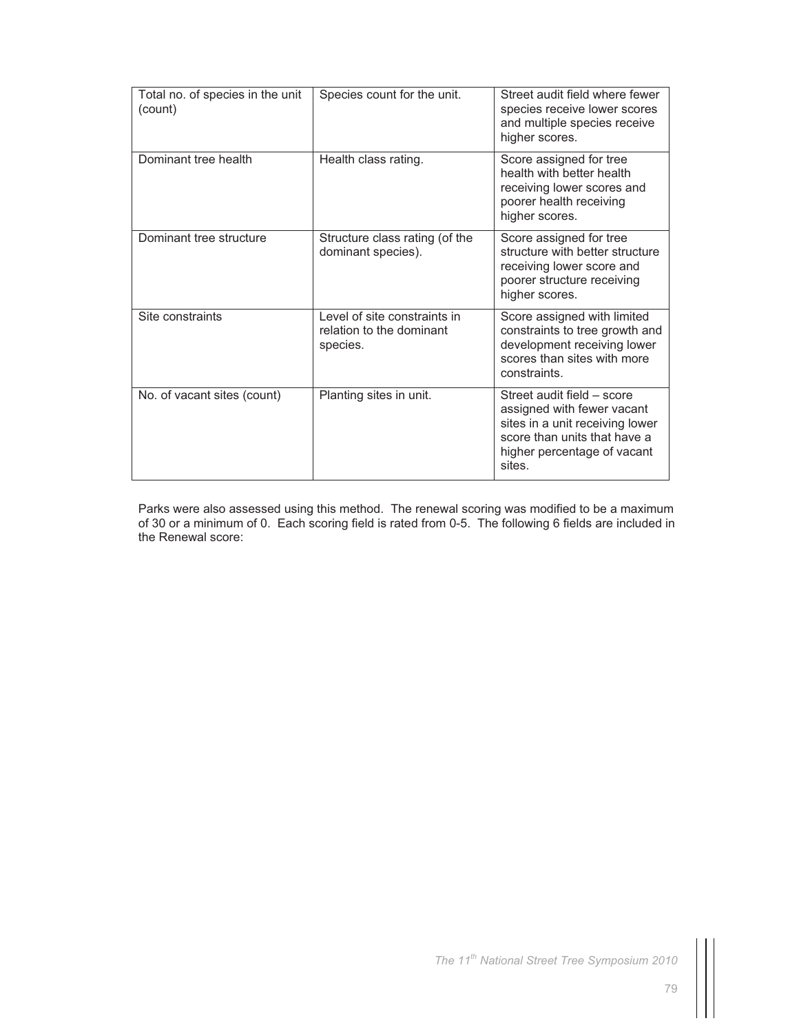| | | |
|---|---|---|
| Total no. of species in the unit (count) | Species count for the unit. | Street audit field where fewer species receive lower scores and multiple species receive higher scores. |
| Dominant tree health | Health class rating. | Score assigned for tree health with better health receiving lower scores and poorer health receiving higher scores. |
| Dominant tree structure | Structure class rating (of the dominant species). | Score assigned for tree structure with better structure receiving lower score and poorer structure receiving higher scores. |
| Site constraints | Level of site constraints in relation to the dominant species. | Score assigned with limited constraints to tree growth and development receiving lower scores than sites with more constraints. |
| No. of vacant sites (count) | Planting sites in unit. | Street audit field – score assigned with fewer vacant sites in a unit receiving lower score than units that have a higher percentage of vacant sites. |

Parks were also assessed using this method. The renewal scoring was modified to be a maximum of 30 or a minimum of 0. Each scoring field is rated from 0-5. The following 6 fields are included in the Renewal score: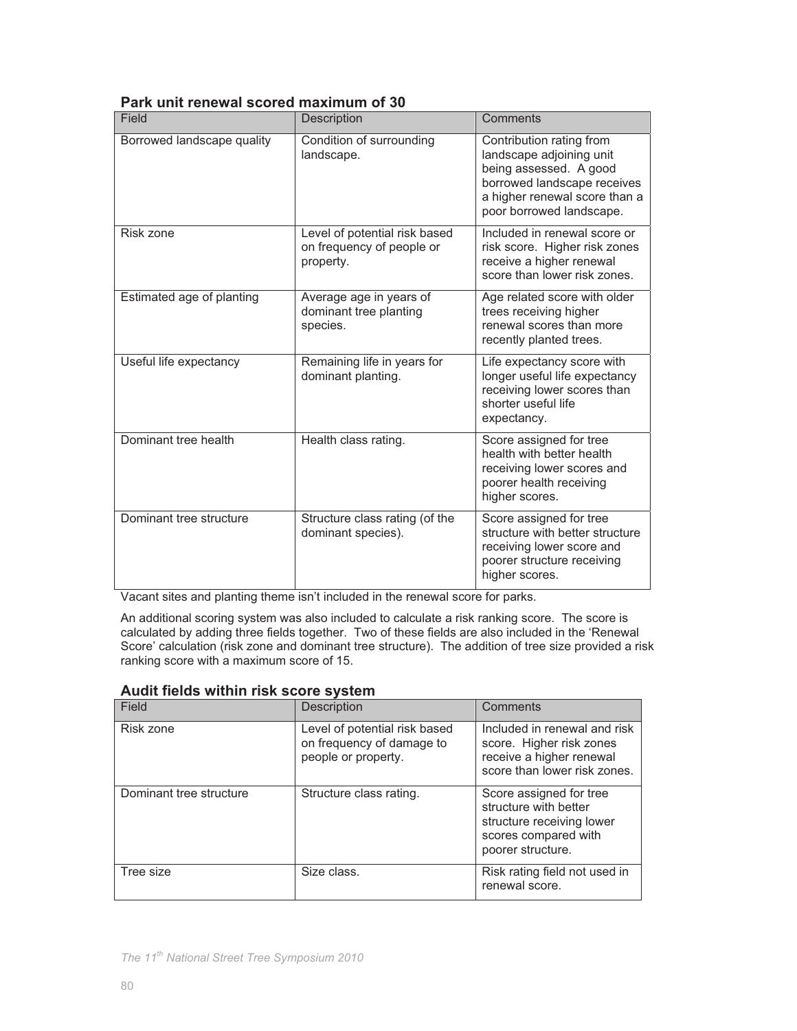### Park unit renewal scored maximum of 30

| Field | Description | Comments |
| --- | --- | --- |
| Borrowed landscape quality | Condition of surrounding landscape. | Contribution rating from landscape adjoining unit being assessed. A good borrowed landscape receives a higher renewal score than a poor borrowed landscape. |
| Risk zone | Level of potential risk based on frequency of people or property. | Included in renewal score or risk score. Higher risk zones receive a higher renewal score than lower risk zones. |
| Estimated age of planting | Average age in years of dominant tree planting species. | Age related score with older trees receiving higher renewal scores than more recently planted trees. |
| Useful life expectancy | Remaining life in years for dominant planting. | Life expectancy score with longer useful life expectancy receiving lower scores than shorter useful life expectancy. |
| Dominant tree health | Health class rating. | Score assigned for tree health with better health receiving lower scores and poorer health receiving higher scores. |
| Dominant tree structure | Structure class rating (of the dominant species). | Score assigned for tree structure with better structure receiving lower score and poorer structure receiving higher scores. |

Vacant sites and planting theme isn't included in the renewal score for parks.

An additional scoring system was also included to calculate a risk ranking score. The score is calculated by adding three fields together. Two of these fields are also included in the 'Renewal Score' calculation (risk zone and dominant tree structure). The addition of tree size provided a risk ranking score with a maximum score of 15.

### Audit fields within risk score system

| Field | Description | Comments |
| --- | --- | --- |
| Risk zone | Level of potential risk based on frequency of damage to people or property. | Included in renewal and risk score. Higher risk zones receive a higher renewal score than lower risk zones. |
| Dominant tree structure | Structure class rating. | Score assigned for tree structure with better structure receiving lower scores compared with poorer structure. |
| Tree size | Size class. | Risk rating field not used in renewal score. |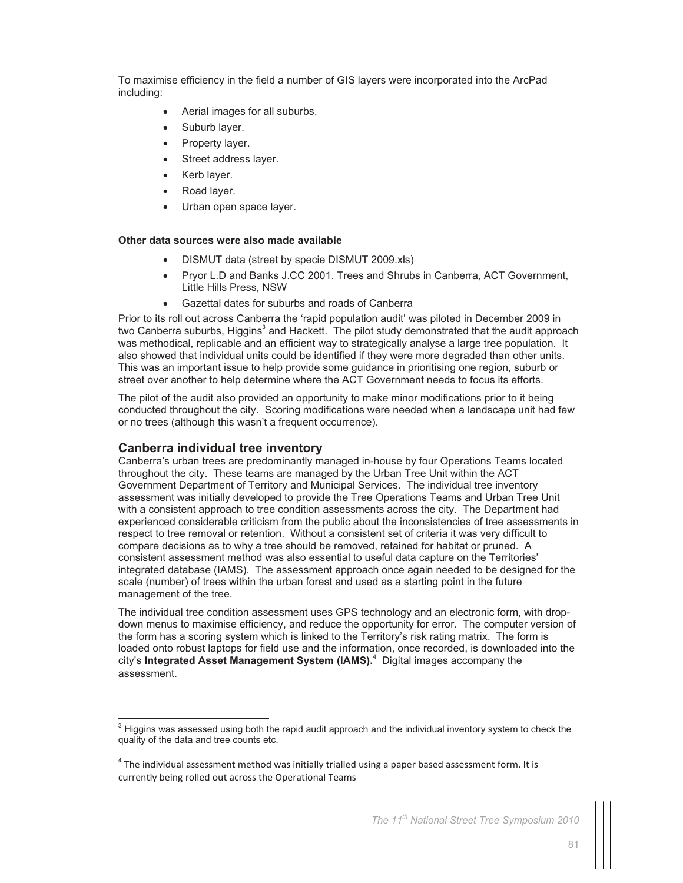To maximise efficiency in the field a number of GIS layers were incorporated into the ArcPad including:

- Aerial images for all suburbs.
- Suburb layer.
- Property layer.
- Street address layer.
- Kerb layer.
- Road layer.
- Urban open space layer.

**Other data sources were also made available**

- DISMUT data (street by specie DISMUT 2009.xls)
- Pryor L.D and Banks J.CC 2001. Trees and Shrubs in Canberra, ACT Government, Little Hills Press, NSW
- Gazettal dates for suburbs and roads of Canberra

Prior to its roll out across Canberra the 'rapid population audit' was piloted in December 2009 in two Canberra suburbs, Higgins[3] and Hackett. The pilot study demonstrated that the audit approach was methodical, replicable and an efficient way to strategically analyse a large tree population. It also showed that individual units could be identified if they were more degraded than other units. This was an important issue to help provide some guidance in prioritising one region, suburb or street over another to help determine where the ACT Government needs to focus its efforts.

The pilot of the audit also provided an opportunity to make minor modifications prior to it being conducted throughout the city. Scoring modifications were needed when a landscape unit had few or no trees (although this wasn't a frequent occurrence).

## Canberra individual tree inventory

Canberra's urban trees are predominantly managed in-house by four Operations Teams located throughout the city. These teams are managed by the Urban Tree Unit within the ACT Government Department of Territory and Municipal Services. The individual tree inventory assessment was initially developed to provide the Tree Operations Teams and Urban Tree Unit with a consistent approach to tree condition assessments across the city. The Department had experienced considerable criticism from the public about the inconsistencies of tree assessments in respect to tree removal or retention. Without a consistent set of criteria it was very difficult to compare decisions as to why a tree should be removed, retained for habitat or pruned. A consistent assessment method was also essential to useful data capture on the Territories' integrated database (IAMS). The assessment approach once again needed to be designed for the scale (number) of trees within the urban forest and used as a starting point in the future management of the tree.

The individual tree condition assessment uses GPS technology and an electronic form, with drop-down menus to maximise efficiency, and reduce the opportunity for error. The computer version of the form has a scoring system which is linked to the Territory's risk rating matrix. The form is loaded onto robust laptops for field use and the information, once recorded, is downloaded into the city's **Integrated Asset Management System (IAMS).**[4] Digital images accompany the assessment.

---

[3] Higgins was assessed using both the rapid audit approach and the individual inventory system to check the quality of the data and tree counts etc.

[4] The individual assessment method was initially trialled using a paper based assessment form. It is currently being rolled out across the Operational Teams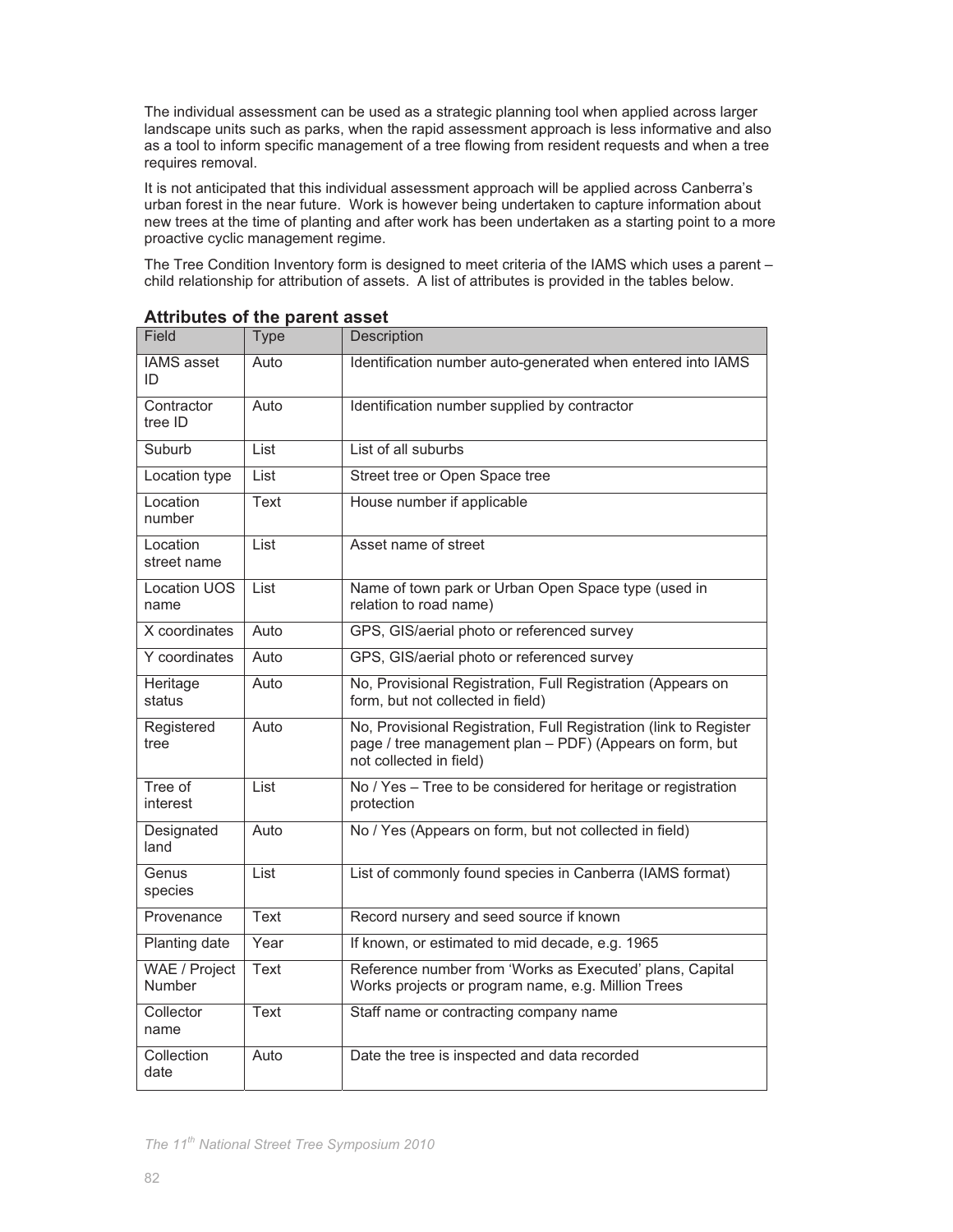The individual assessment can be used as a strategic planning tool when applied across larger landscape units such as parks, when the rapid assessment approach is less informative and also as a tool to inform specific management of a tree flowing from resident requests and when a tree requires removal.

It is not anticipated that this individual assessment approach will be applied across Canberra's urban forest in the near future. Work is however being undertaken to capture information about new trees at the time of planting and after work has been undertaken as a starting point to a more proactive cyclic management regime.

The Tree Condition Inventory form is designed to meet criteria of the IAMS which uses a parent – child relationship for attribution of assets. A list of attributes is provided in the tables below.

### Attributes of the parent asset

| Field | Type | Description |
|---|---|---|
| IAMS asset ID | Auto | Identification number auto-generated when entered into IAMS |
| Contractor tree ID | Auto | Identification number supplied by contractor |
| Suburb | List | List of all suburbs |
| Location type | List | Street tree or Open Space tree |
| Location number | Text | House number if applicable |
| Location street name | List | Asset name of street |
| Location UOS name | List | Name of town park or Urban Open Space type (used in relation to road name) |
| X coordinates | Auto | GPS, GIS/aerial photo or referenced survey |
| Y coordinates | Auto | GPS, GIS/aerial photo or referenced survey |
| Heritage status | Auto | No, Provisional Registration, Full Registration (Appears on form, but not collected in field) |
| Registered tree | Auto | No, Provisional Registration, Full Registration (link to Register page / tree management plan – PDF) (Appears on form, but not collected in field) |
| Tree of interest | List | No / Yes – Tree to be considered for heritage or registration protection |
| Designated land | Auto | No / Yes (Appears on form, but not collected in field) |
| Genus species | List | List of commonly found species in Canberra (IAMS format) |
| Provenance | Text | Record nursery and seed source if known |
| Planting date | Year | If known, or estimated to mid decade, e.g. 1965 |
| WAE / Project Number | Text | Reference number from 'Works as Executed' plans, Capital Works projects or program name, e.g. Million Trees |
| Collector name | Text | Staff name or contracting company name |
| Collection date | Auto | Date the tree is inspected and data recorded |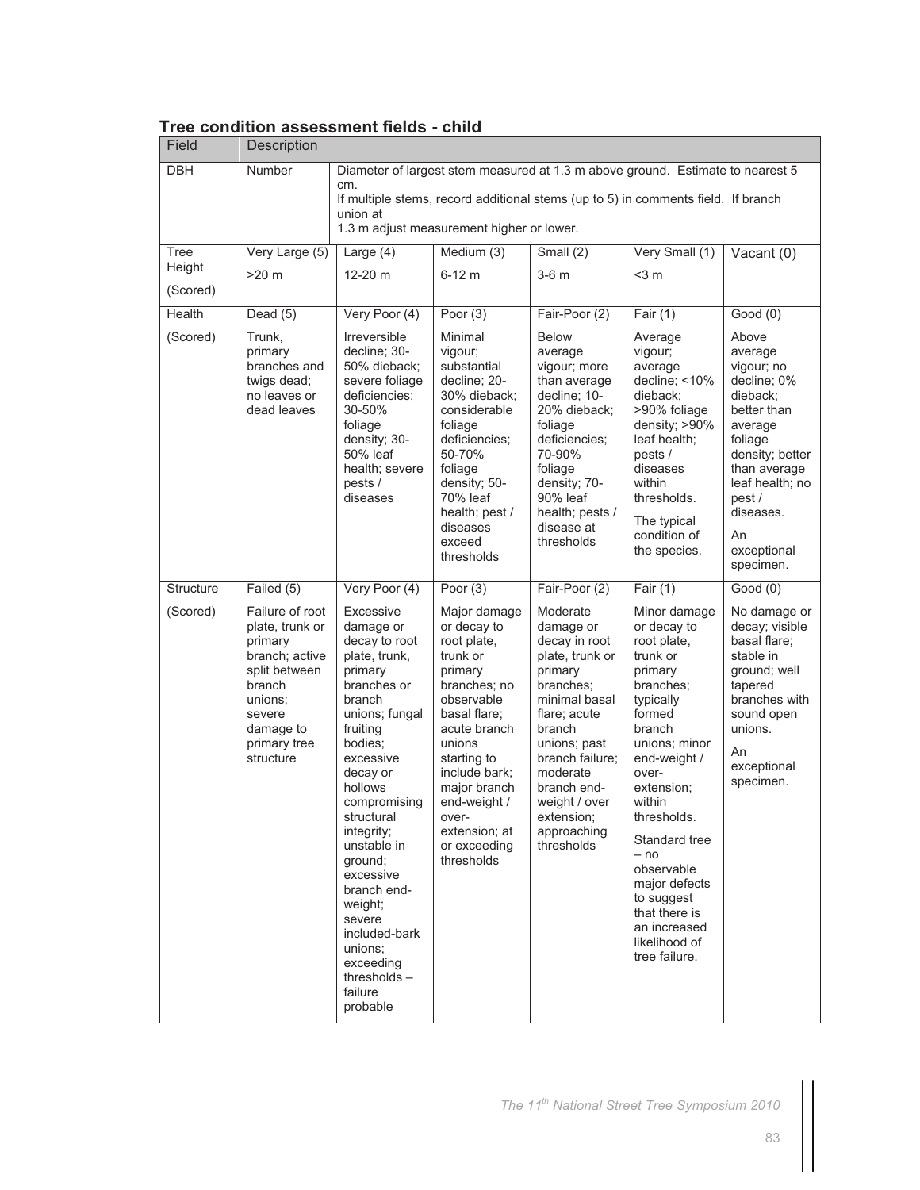## Tree condition assessment fields - child

| Field | Description | | | | | |
|---|---|---|---|---|---|---|
| DBH | Number | Diameter of largest stem measured at 1.3 m above ground. Estimate to nearest 5 cm. If multiple stems, record additional stems (up to 5) in comments field. If branch union at 1.3 m adjust measurement higher or lower. | | | | |
| Tree Height (Scored) | Very Large (5) >20 m | Large (4) 12-20 m | Medium (3) 6-12 m | Small (2) 3-6 m | Very Small (1) <3 m | Vacant (0) |
| Health (Scored) | Dead (5) Trunk, primary branches and twigs dead; no leaves or dead leaves | Very Poor (4) Irreversible decline; 30-50% dieback; severe foliage deficiencies; 30-50% foliage density; 30-50% leaf health; severe pests / diseases | Poor (3) Minimal vigour; substantial decline; 20-30% dieback; considerable foliage deficiencies; 50-70% foliage density; 50-70% leaf health; pest / diseases exceed thresholds | Fair-Poor (2) Below average vigour; more than average decline; 10-20% dieback; foliage deficiencies; 70-90% foliage density; 70-90% leaf health; pests / disease at thresholds | Fair (1) Average vigour; average decline; <10% dieback; >90% foliage density; >90% leaf health; pests / diseases within thresholds. The typical condition of the species. | Good (0) Above average vigour; no decline; 0% dieback; better than average foliage density; better than average leaf health; no pest / diseases. An exceptional specimen. |
| Structure (Scored) | Failed (5) Failure of root plate, trunk or primary branch; active split between branch unions; severe damage to primary tree structure | Very Poor (4) Excessive damage or decay to root plate, trunk, primary branches or branch unions; fungal fruiting bodies; excessive decay or hollows compromising structural integrity; unstable in ground; excessive branch end-weight; severe included-bark unions; exceeding thresholds – failure probable | Poor (3) Major damage or decay to root plate, trunk or primary branches; no observable basal flare; acute branch unions starting to include bark; major branch end-weight / over-extension; at or exceeding thresholds | Fair-Poor (2) Moderate damage or decay in root plate, trunk or primary branches; minimal basal flare; acute branch unions; past branch failure; moderate branch end-weight / over extension; approaching thresholds | Fair (1) Minor damage or decay to root plate, trunk or primary branches; typically formed branch unions; minor end-weight / over-extension; within thresholds. Standard tree – no observable major defects to suggest that there is an increased likelihood of tree failure. | Good (0) No damage or decay; visible basal flare; stable in ground; well tapered branches with sound open unions. An exceptional specimen. |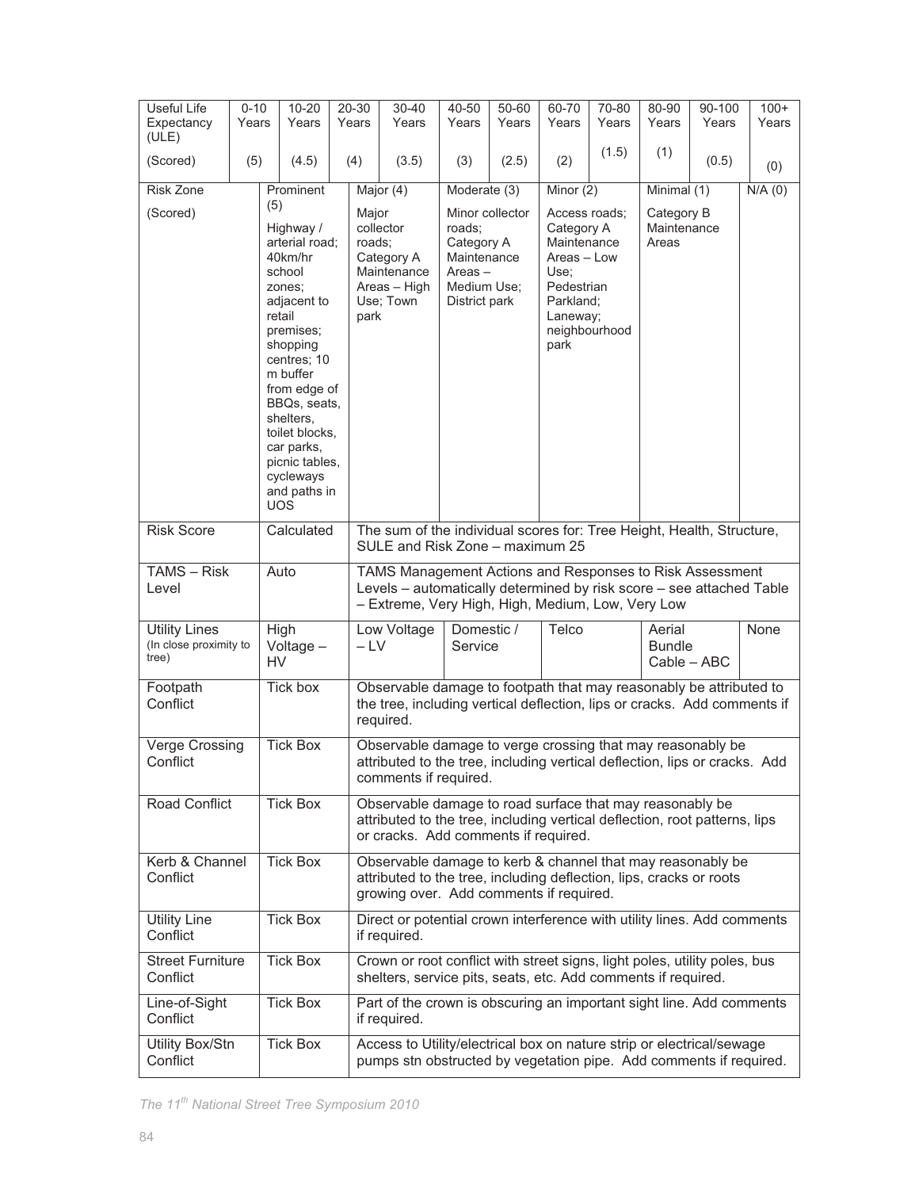| Useful Life Expectancy (ULE) | 0-10 Years | 10-20 Years | 20-30 Years | 30-40 Years | 40-50 Years | 50-60 Years | 60-70 Years | 70-80 Years | 80-90 Years | 90-100 Years | 100+ Years |
|---|---|---|---|---|---|---|---|---|---|---|---|
| (Scored) | (5) | (4.5) | (4) | (3.5) | (3) | (2.5) | (2) | (1.5) | (1) | (0.5) | (0) |
| Risk Zone<br>(Scored) | Prominent (5)<br>Highway / arterial road; 40km/hr school zones; adjacent to retail premises; shopping centres; 10 m buffer from edge of BBQs, seats, shelters, toilet blocks, car parks, picnic tables, cycleways and paths in UOS | | Major (4)<br>Major collector roads; Category A Maintenance Areas – High Use; Town park | | Moderate (3)<br>Minor collector roads; Category A Maintenance Areas – Medium Use; District park | | Minor (2)<br>Access roads; Category A Maintenance Areas – Low Use; Pedestrian Parkland; Laneway; neighbourhood park | | Minimal (1)<br>Category B Maintenance Areas | | N/A (0) |
| Risk Score | Calculated | | The sum of the individual scores for: Tree Height, Health, Structure, SULE and Risk Zone – maximum 25 | | | | | | | | |
| TAMS – Risk Level | Auto | | TAMS Management Actions and Responses to Risk Assessment Levels – automatically determined by risk score – see attached Table – Extreme, Very High, High, Medium, Low, Very Low | | | | | | | | |
| Utility Lines (In close proximity to tree) | High Voltage – HV | | Low Voltage – LV | | Domestic / Service | | Telco | | Aerial Bundle Cable – ABC | | None |
| Footpath Conflict | Tick box | | Observable damage to footpath that may reasonably be attributed to the tree, including vertical deflection, lips or cracks. Add comments if required. | | | | | | | | |
| Verge Crossing Conflict | Tick Box | | Observable damage to verge crossing that may reasonably be attributed to the tree, including vertical deflection, lips or cracks. Add comments if required. | | | | | | | | |
| Road Conflict | Tick Box | | Observable damage to road surface that may reasonably be attributed to the tree, including vertical deflection, root patterns, lips or cracks. Add comments if required. | | | | | | | | |
| Kerb & Channel Conflict | Tick Box | | Observable damage to kerb & channel that may reasonably be attributed to the tree, including deflection, lips, cracks or roots growing over. Add comments if required. | | | | | | | | |
| Utility Line Conflict | Tick Box | | Direct or potential crown interference with utility lines. Add comments if required. | | | | | | | | |
| Street Furniture Conflict | Tick Box | | Crown or root conflict with street signs, light poles, utility poles, bus shelters, service pits, seats, etc. Add comments if required. | | | | | | | | |
| Line-of-Sight Conflict | Tick Box | | Part of the crown is obscuring an important sight line. Add comments if required. | | | | | | | | |
| Utility Box/Stn Conflict | Tick Box | | Access to Utility/electrical box on nature strip or electrical/sewage pumps stn obstructed by vegetation pipe. Add comments if required. | | | | | | | | |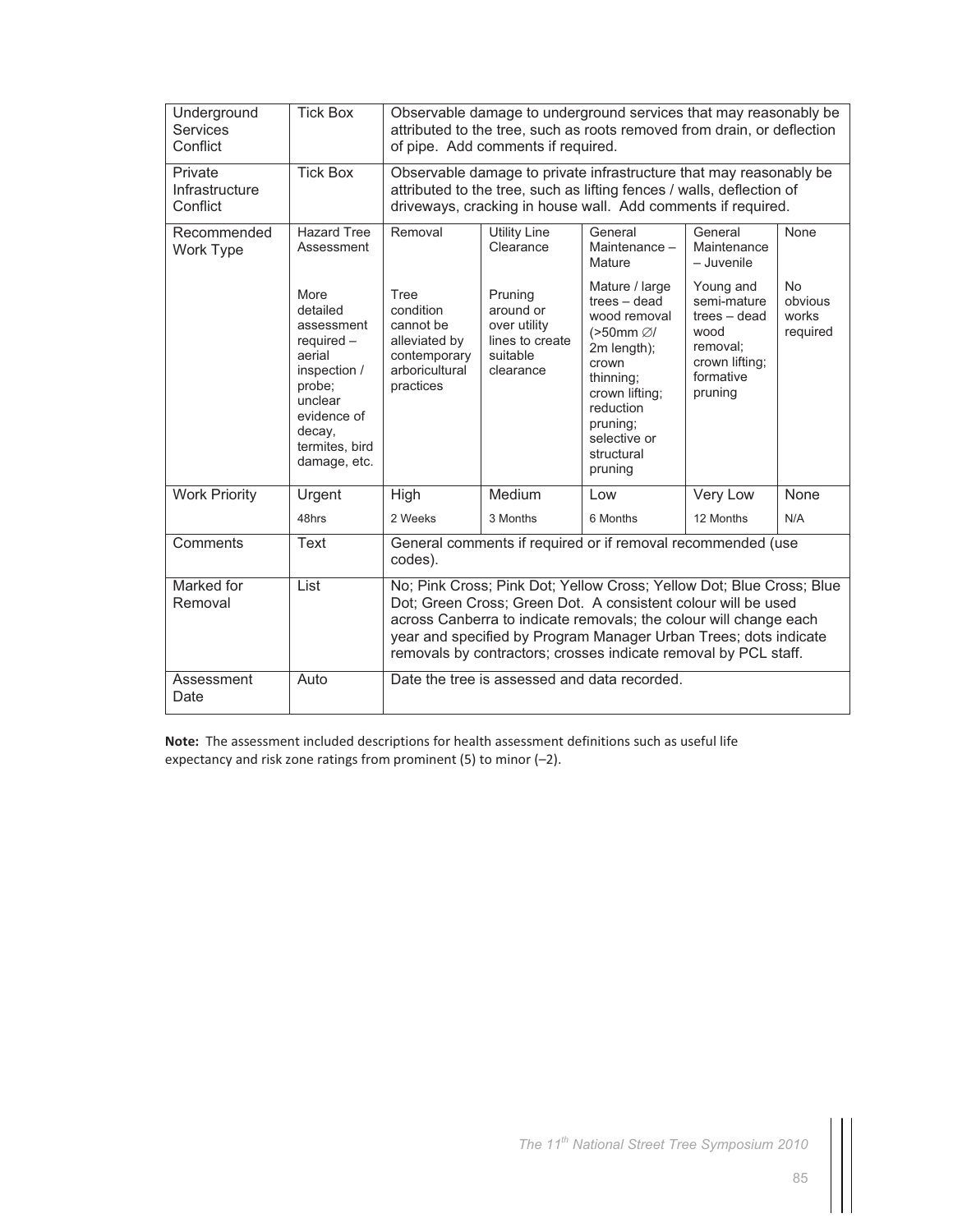| | | | | | | |
|---|---|---|---|---|---|---|
| Underground Services Conflict | Tick Box | Observable damage to underground services that may reasonably be attributed to the tree, such as roots removed from drain, or deflection of pipe. Add comments if required. | | | | |
| Private Infrastructure Conflict | Tick Box | Observable damage to private infrastructure that may reasonably be attributed to the tree, such as lifting fences / walls, deflection of driveways, cracking in house wall. Add comments if required. | | | | |
| Recommended Work Type | Hazard Tree Assessment<br><br>More detailed assessment required – aerial inspection / probe; unclear evidence of decay, termites, bird damage, etc. | Removal<br><br>Tree condition cannot be alleviated by contemporary arboricultural practices | Utility Line Clearance<br><br>Pruning around or over utility lines to create suitable clearance | General Maintenance – Mature<br><br>Mature / large trees – dead wood removal (>50mm ∅/ 2m length); crown thinning; crown lifting; reduction pruning; selective or structural pruning | General Maintenance – Juvenile<br><br>Young and semi-mature trees – dead wood removal; crown lifting; formative pruning | None<br><br>No obvious works required |
| Work Priority | Urgent<br>48hrs | High<br>2 Weeks | Medium<br>3 Months | Low<br>6 Months | Very Low<br>12 Months | None<br>N/A |
| Comments | Text | General comments if required or if removal recommended (use codes). | | | | |
| Marked for Removal | List | No; Pink Cross; Pink Dot; Yellow Cross; Yellow Dot; Blue Cross; Blue Dot; Green Cross; Green Dot. A consistent colour will be used across Canberra to indicate removals; the colour will change each year and specified by Program Manager Urban Trees; dots indicate removals by contractors; crosses indicate removal by PCL staff. | | | | |
| Assessment Date | Auto | Date the tree is assessed and data recorded. | | | | |

**Note:** The assessment included descriptions for health assessment definitions such as useful life expectancy and risk zone ratings from prominent (5) to minor (–2).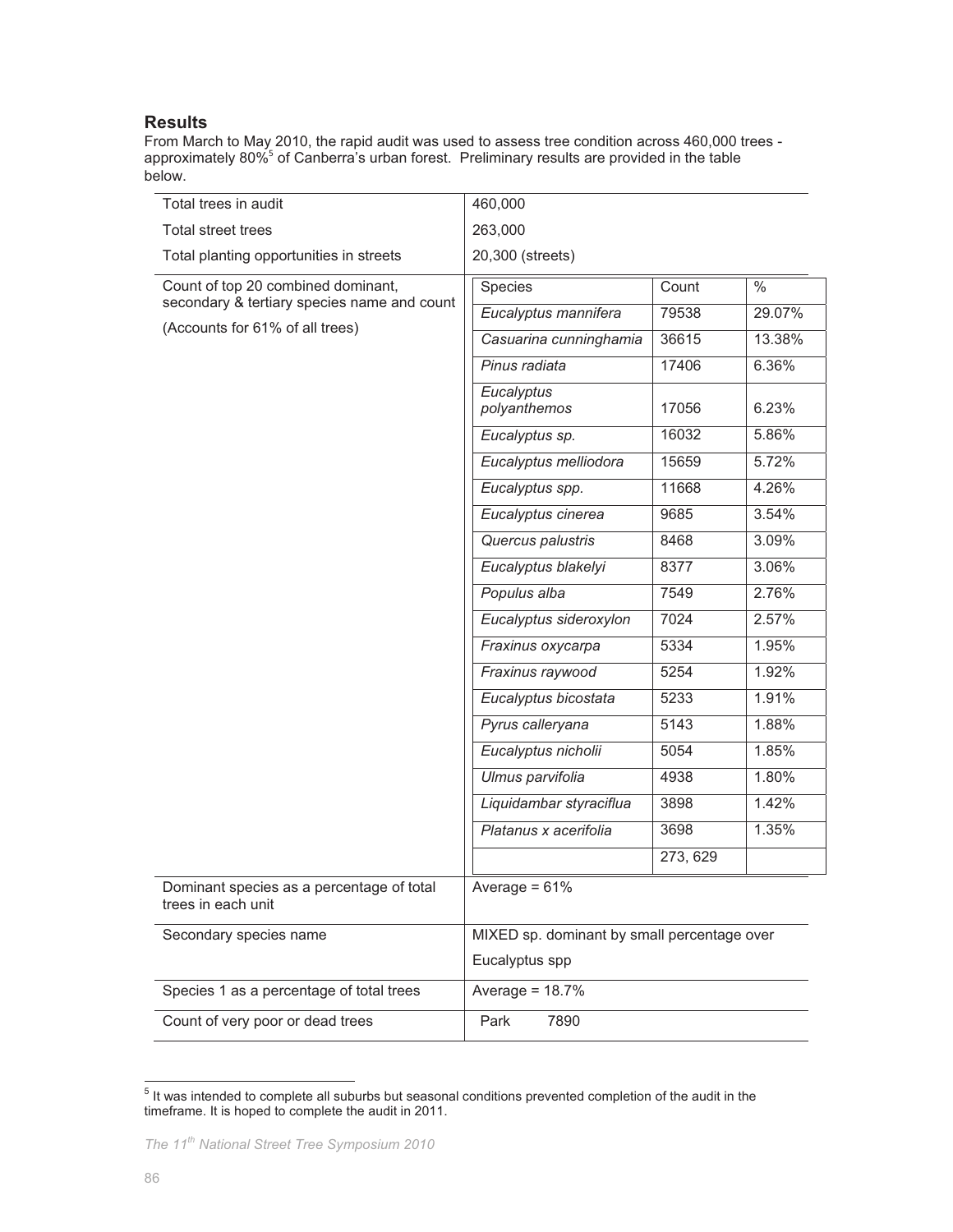## Results

From March to May 2010, the rapid audit was used to assess tree condition across 460,000 trees - approximately 80%[5] of Canberra's urban forest. Preliminary results are provided in the table below.

| | | | |
|---|---|---|---|
| Total trees in audit | 460,000 | | |
| Total street trees | 263,000 | | |
| Total planting opportunities in streets | 20,300 (streets) | | |
| Count of top 20 combined dominant, secondary & tertiary species name and count (Accounts for 61% of all trees) | Species | Count | % |
| | *Eucalyptus mannifera* | 79538 | 29.07% |
| | *Casuarina cunninghamia* | 36615 | 13.38% |
| | *Pinus radiata* | 17406 | 6.36% |
| | *Eucalyptus polyanthemos* | 17056 | 6.23% |
| | *Eucalyptus sp.* | 16032 | 5.86% |
| | *Eucalyptus melliodora* | 15659 | 5.72% |
| | *Eucalyptus spp.* | 11668 | 4.26% |
| | *Eucalyptus cinerea* | 9685 | 3.54% |
| | *Quercus palustris* | 8468 | 3.09% |
| | *Eucalyptus blakelyi* | 8377 | 3.06% |
| | *Populus alba* | 7549 | 2.76% |
| | *Eucalyptus sideroxylon* | 7024 | 2.57% |
| | *Fraxinus oxycarpa* | 5334 | 1.95% |
| | *Fraxinus raywood* | 5254 | 1.92% |
| | *Eucalyptus bicostata* | 5233 | 1.91% |
| | *Pyrus calleryana* | 5143 | 1.88% |
| | *Eucalyptus nicholii* | 5054 | 1.85% |
| | *Ulmus parvifolia* | 4938 | 1.80% |
| | *Liquidambar styraciflua* | 3898 | 1.42% |
| | *Platanus x acerifolia* | 3698 | 1.35% |
| | | 273, 629 | |
| Dominant species as a percentage of total trees in each unit | Average = 61% | | |
| Secondary species name | MIXED sp. dominant by small percentage over Eucalyptus spp | | |
| Species 1 as a percentage of total trees | Average = 18.7% | | |
| Count of very poor or dead trees | Park 7890 | | |

[5] It was intended to complete all suburbs but seasonal conditions prevented completion of the audit in the timeframe. It is hoped to complete the audit in 2011.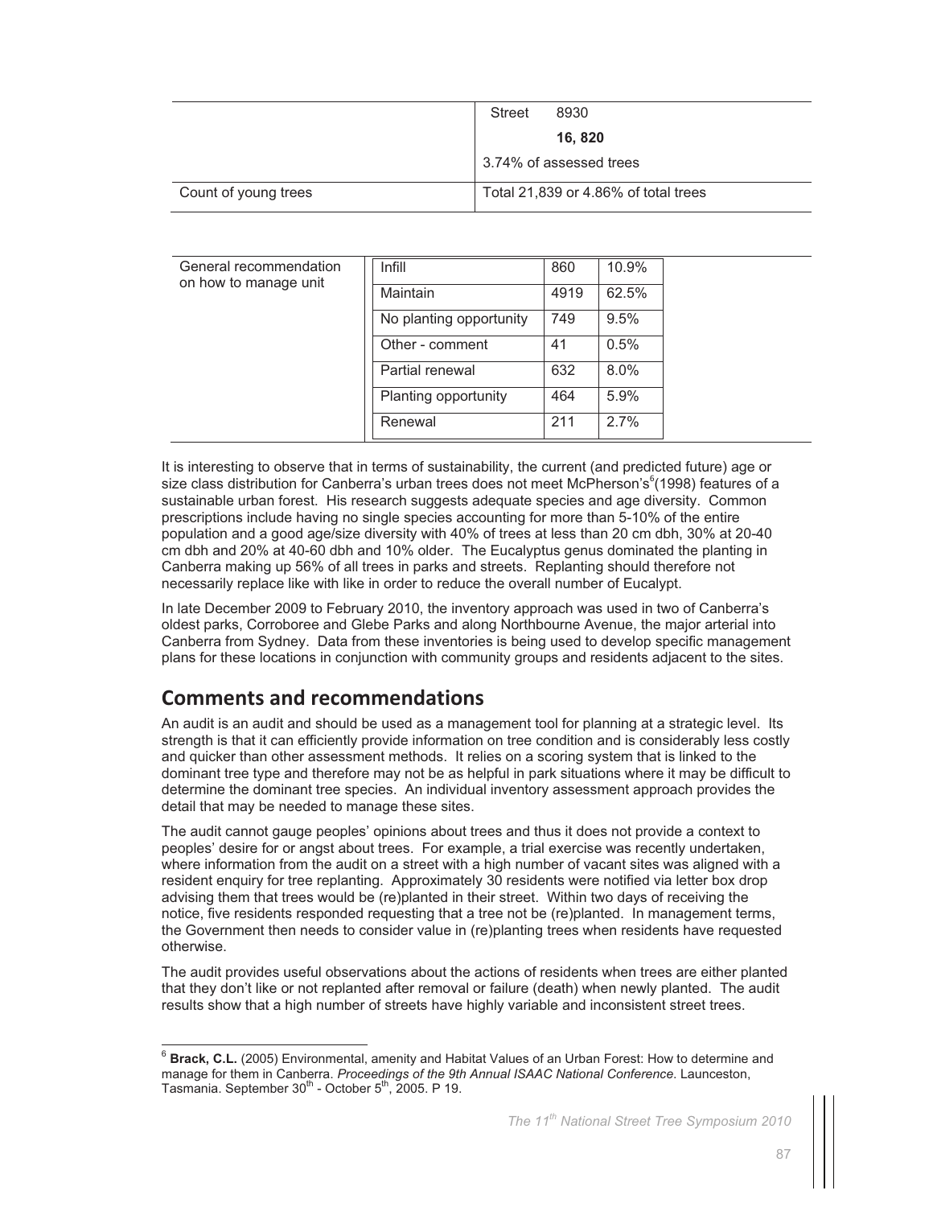| | |
|---|---|
| | Street 8930 |
| | **16, 820** |
| | 3.74% of assessed trees |
| Count of young trees | Total 21,839 or 4.86% of total trees |

| General recommendation on how to manage unit | | | |
|---|---|---|---|
| | Infill | 860 | 10.9% |
| | Maintain | 4919 | 62.5% |
| | No planting opportunity | 749 | 9.5% |
| | Other - comment | 41 | 0.5% |
| | Partial renewal | 632 | 8.0% |
| | Planting opportunity | 464 | 5.9% |
| | Renewal | 211 | 2.7% |

It is interesting to observe that in terms of sustainability, the current (and predicted future) age or size class distribution for Canberra's urban trees does not meet McPherson's[6](1998) features of a sustainable urban forest. His research suggests adequate species and age diversity. Common prescriptions include having no single species accounting for more than 5-10% of the entire population and a good age/size diversity with 40% of trees at less than 20 cm dbh, 30% at 20-40 cm dbh and 20% at 40-60 dbh and 10% older. The Eucalyptus genus dominated the planting in Canberra making up 56% of all trees in parks and streets. Replanting should therefore not necessarily replace like with like in order to reduce the overall number of Eucalypt.

In late December 2009 to February 2010, the inventory approach was used in two of Canberra's oldest parks, Corroboree and Glebe Parks and along Northbourne Avenue, the major arterial into Canberra from Sydney. Data from these inventories is being used to develop specific management plans for these locations in conjunction with community groups and residents adjacent to the sites.

## Comments and recommendations

An audit is an audit and should be used as a management tool for planning at a strategic level. Its strength is that it can efficiently provide information on tree condition and is considerably less costly and quicker than other assessment methods. It relies on a scoring system that is linked to the dominant tree type and therefore may not be as helpful in park situations where it may be difficult to determine the dominant tree species. An individual inventory assessment approach provides the detail that may be needed to manage these sites.

The audit cannot gauge peoples' opinions about trees and thus it does not provide a context to peoples' desire for or angst about trees. For example, a trial exercise was recently undertaken, where information from the audit on a street with a high number of vacant sites was aligned with a resident enquiry for tree replanting. Approximately 30 residents were notified via letter box drop advising them that trees would be (re)planted in their street. Within two days of receiving the notice, five residents responded requesting that a tree not be (re)planted. In management terms, the Government then needs to consider value in (re)planting trees when residents have requested otherwise.

The audit provides useful observations about the actions of residents when trees are either planted that they don't like or not replanted after removal or failure (death) when newly planted. The audit results show that a high number of streets have highly variable and inconsistent street trees.

---

[6] **Brack, C.L.** (2005) Environmental, amenity and Habitat Values of an Urban Forest: How to determine and manage for them in Canberra. *Proceedings of the 9th Annual ISAAC National Conference*. Launceston, Tasmania. September 30th - October 5th, 2005. P 19.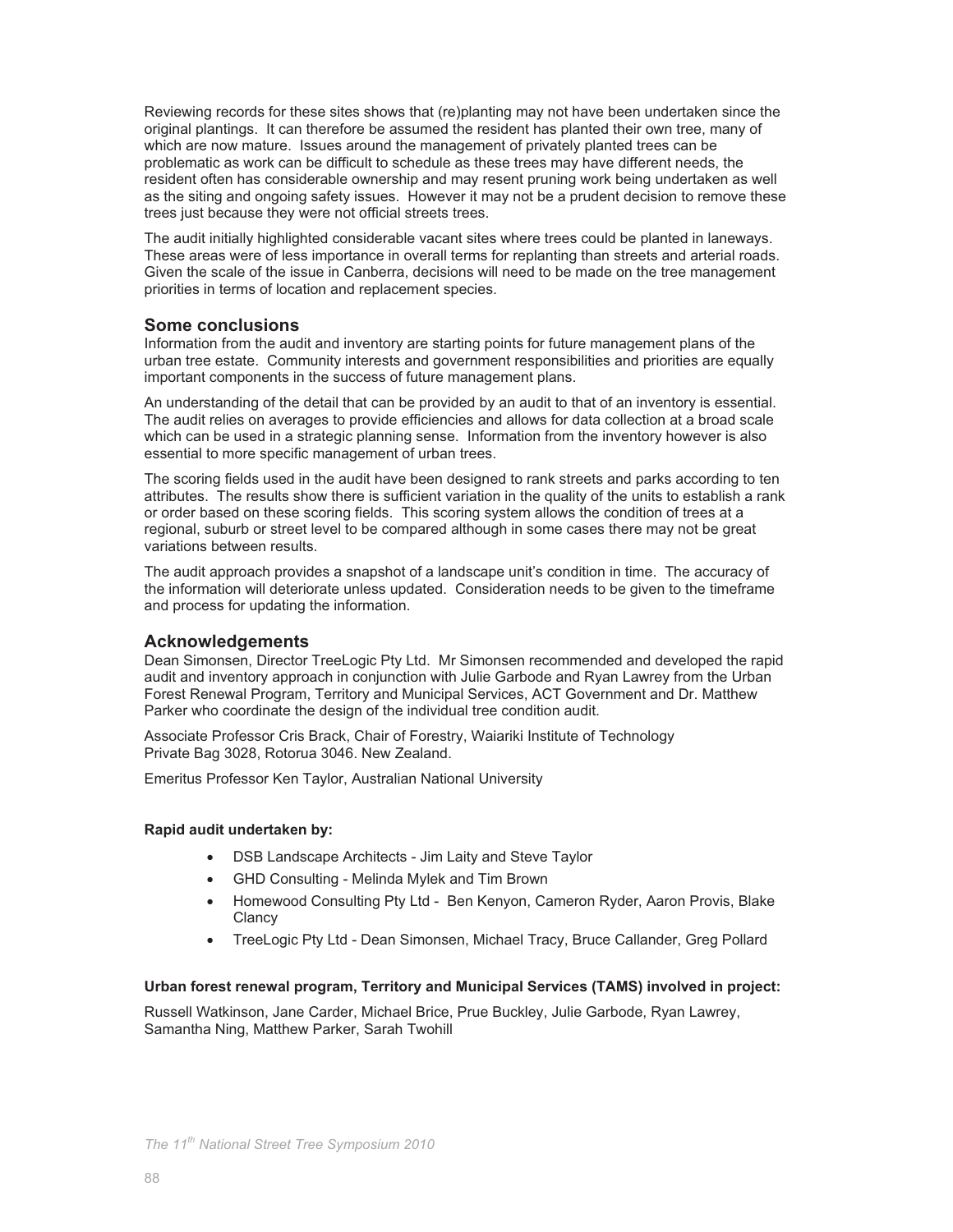Reviewing records for these sites shows that (re)planting may not have been undertaken since the original plantings. It can therefore be assumed the resident has planted their own tree, many of which are now mature. Issues around the management of privately planted trees can be problematic as work can be difficult to schedule as these trees may have different needs, the resident often has considerable ownership and may resent pruning work being undertaken as well as the siting and ongoing safety issues. However it may not be a prudent decision to remove these trees just because they were not official streets trees.

The audit initially highlighted considerable vacant sites where trees could be planted in laneways. These areas were of less importance in overall terms for replanting than streets and arterial roads. Given the scale of the issue in Canberra, decisions will need to be made on the tree management priorities in terms of location and replacement species.

## Some conclusions

Information from the audit and inventory are starting points for future management plans of the urban tree estate. Community interests and government responsibilities and priorities are equally important components in the success of future management plans.

An understanding of the detail that can be provided by an audit to that of an inventory is essential. The audit relies on averages to provide efficiencies and allows for data collection at a broad scale which can be used in a strategic planning sense. Information from the inventory however is also essential to more specific management of urban trees.

The scoring fields used in the audit have been designed to rank streets and parks according to ten attributes. The results show there is sufficient variation in the quality of the units to establish a rank or order based on these scoring fields. This scoring system allows the condition of trees at a regional, suburb or street level to be compared although in some cases there may not be great variations between results.

The audit approach provides a snapshot of a landscape unit's condition in time. The accuracy of the information will deteriorate unless updated. Consideration needs to be given to the timeframe and process for updating the information.

## Acknowledgements

Dean Simonsen, Director TreeLogic Pty Ltd. Mr Simonsen recommended and developed the rapid audit and inventory approach in conjunction with Julie Garbode and Ryan Lawrey from the Urban Forest Renewal Program, Territory and Municipal Services, ACT Government and Dr. Matthew Parker who coordinate the design of the individual tree condition audit.

Associate Professor Cris Brack, Chair of Forestry, Waiariki Institute of Technology
Private Bag 3028, Rotorua 3046. New Zealand.

Emeritus Professor Ken Taylor, Australian National University

**Rapid audit undertaken by:**

- DSB Landscape Architects - Jim Laity and Steve Taylor
- GHD Consulting - Melinda Mylek and Tim Brown
- Homewood Consulting Pty Ltd - Ben Kenyon, Cameron Ryder, Aaron Provis, Blake Clancy
- TreeLogic Pty Ltd - Dean Simonsen, Michael Tracy, Bruce Callander, Greg Pollard

**Urban forest renewal program, Territory and Municipal Services (TAMS) involved in project:**

Russell Watkinson, Jane Carder, Michael Brice, Prue Buckley, Julie Garbode, Ryan Lawrey, Samantha Ning, Matthew Parker, Sarah Twohill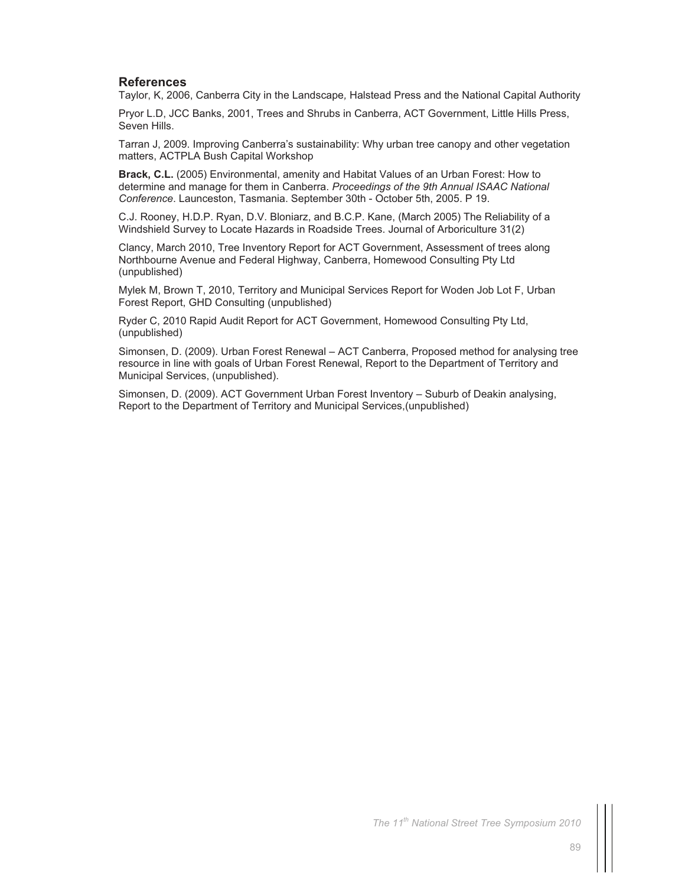## References

Taylor, K, 2006, Canberra City in the Landscape, Halstead Press and the National Capital Authority

Pryor L.D, JCC Banks, 2001, Trees and Shrubs in Canberra, ACT Government, Little Hills Press, Seven Hills.

Tarran J, 2009. Improving Canberra's sustainability: Why urban tree canopy and other vegetation matters, ACTPLA Bush Capital Workshop

**Brack, C.L.** (2005) Environmental, amenity and Habitat Values of an Urban Forest: How to determine and manage for them in Canberra. *Proceedings of the 9th Annual ISAAC National Conference*. Launceston, Tasmania. September 30th - October 5th, 2005. P 19.

C.J. Rooney, H.D.P. Ryan, D.V. Bloniarz, and B.C.P. Kane, (March 2005) The Reliability of a Windshield Survey to Locate Hazards in Roadside Trees. Journal of Arboriculture 31(2)

Clancy, March 2010, Tree Inventory Report for ACT Government, Assessment of trees along Northbourne Avenue and Federal Highway, Canberra, Homewood Consulting Pty Ltd (unpublished)

Mylek M, Brown T, 2010, Territory and Municipal Services Report for Woden Job Lot F, Urban Forest Report, GHD Consulting (unpublished)

Ryder C, 2010 Rapid Audit Report for ACT Government, Homewood Consulting Pty Ltd, (unpublished)

Simonsen, D. (2009). Urban Forest Renewal – ACT Canberra, Proposed method for analysing tree resource in line with goals of Urban Forest Renewal, Report to the Department of Territory and Municipal Services, (unpublished).

Simonsen, D. (2009). ACT Government Urban Forest Inventory – Suburb of Deakin analysing, Report to the Department of Territory and Municipal Services,(unpublished)